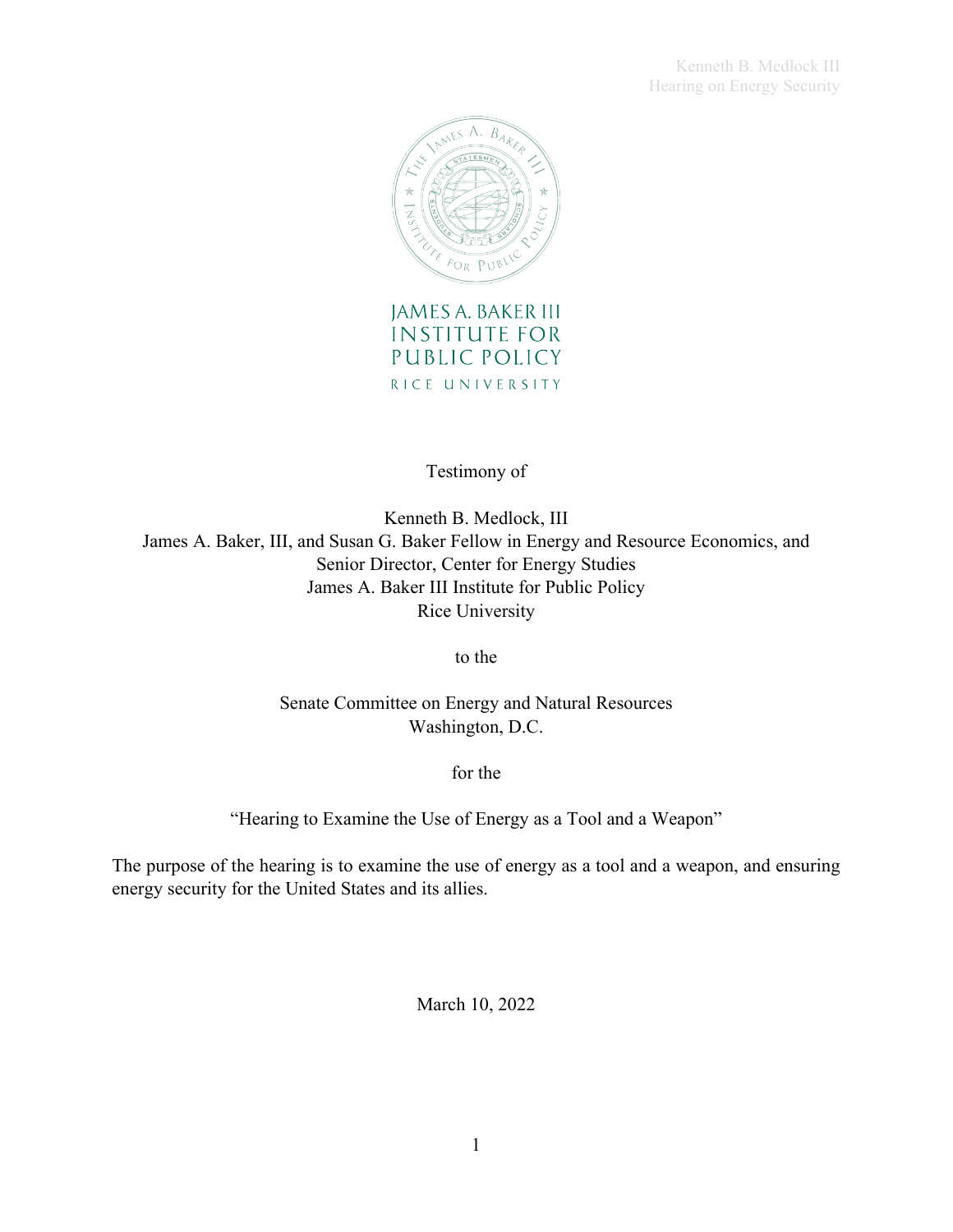JAMES A. BAKER III
INSTITUTE FOR
PUBLIC POLICY
RICE UNIVERSITY

Testimony of

Kenneth B. Medlock, III
James A. Baker, III, and Susan G. Baker Fellow in Energy and Resource Economics, and
Senior Director, Center for Energy Studies
James A. Baker III Institute for Public Policy
Rice University

to the

Senate Committee on Energy and Natural Resources
Washington, D.C.

for the

"Hearing to Examine the Use of Energy as a Tool and a Weapon"

The purpose of the hearing is to examine the use of energy as a tool and a weapon, and ensuring energy security for the United States and its allies.

March 10, 2022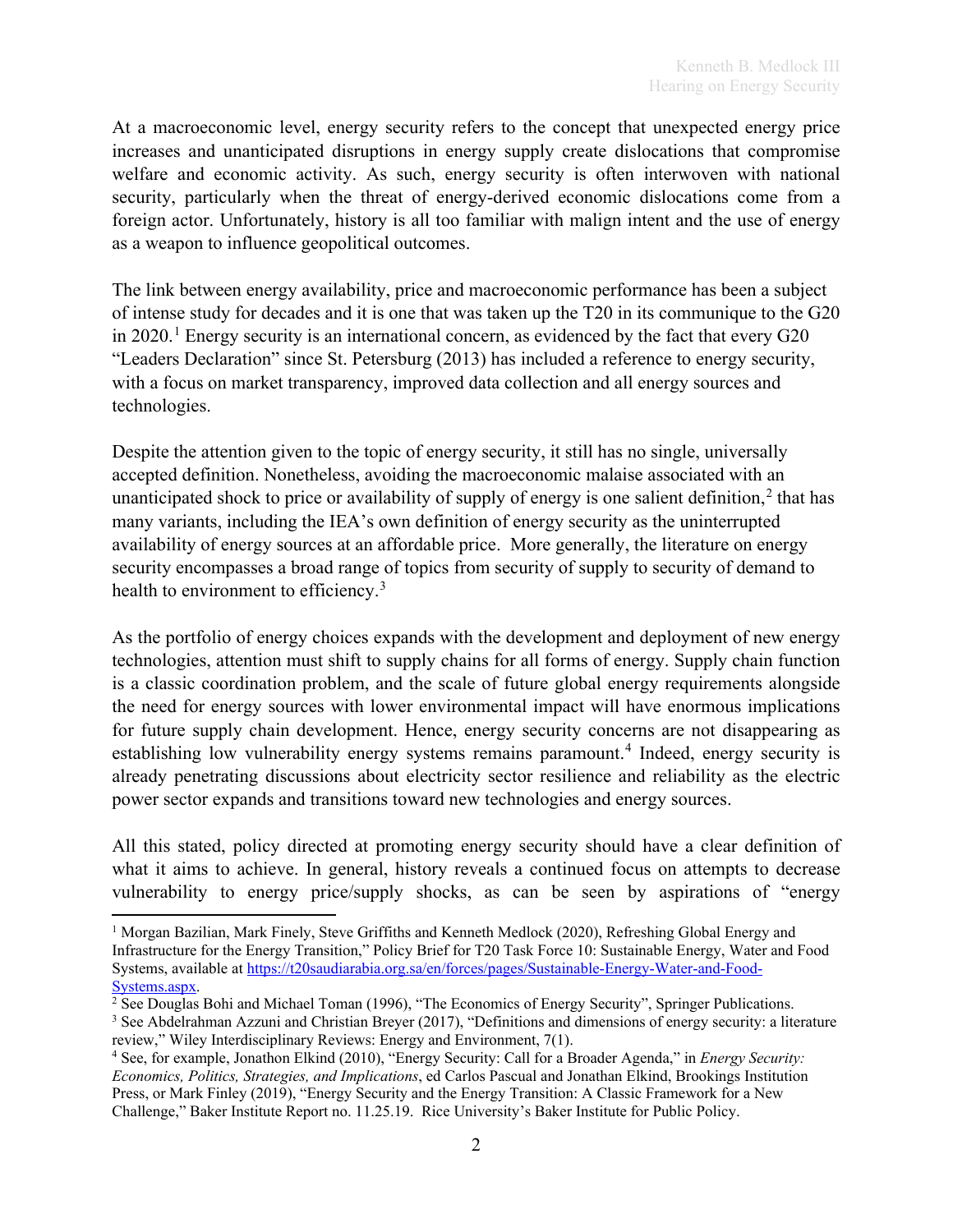At a macroeconomic level, energy security refers to the concept that unexpected energy price increases and unanticipated disruptions in energy supply create dislocations that compromise welfare and economic activity. As such, energy security is often interwoven with national security, particularly when the threat of energy-derived economic dislocations come from a foreign actor. Unfortunately, history is all too familiar with malign intent and the use of energy as a weapon to influence geopolitical outcomes.

The link between energy availability, price and macroeconomic performance has been a subject of intense study for decades and it is one that was taken up the T20 in its communique to the G20 in 2020.[1] Energy security is an international concern, as evidenced by the fact that every G20 "Leaders Declaration" since St. Petersburg (2013) has included a reference to energy security, with a focus on market transparency, improved data collection and all energy sources and technologies.

Despite the attention given to the topic of energy security, it still has no single, universally accepted definition. Nonetheless, avoiding the macroeconomic malaise associated with an unanticipated shock to price or availability of supply of energy is one salient definition,[2] that has many variants, including the IEA's own definition of energy security as the uninterrupted availability of energy sources at an affordable price. More generally, the literature on energy security encompasses a broad range of topics from security of supply to security of demand to health to environment to efficiency.[3]

As the portfolio of energy choices expands with the development and deployment of new energy technologies, attention must shift to supply chains for all forms of energy. Supply chain function is a classic coordination problem, and the scale of future global energy requirements alongside the need for energy sources with lower environmental impact will have enormous implications for future supply chain development. Hence, energy security concerns are not disappearing as establishing low vulnerability energy systems remains paramount.[4] Indeed, energy security is already penetrating discussions about electricity sector resilience and reliability as the electric power sector expands and transitions toward new technologies and energy sources.

All this stated, policy directed at promoting energy security should have a clear definition of what it aims to achieve. In general, history reveals a continued focus on attempts to decrease vulnerability to energy price/supply shocks, as can be seen by aspirations of "energy

---

[1] Morgan Bazilian, Mark Finely, Steve Griffiths and Kenneth Medlock (2020), Refreshing Global Energy and Infrastructure for the Energy Transition," Policy Brief for T20 Task Force 10: Sustainable Energy, Water and Food Systems, available at https://t20saudiarabia.org.sa/en/forces/pages/Sustainable-Energy-Water-and-Food-Systems.aspx.

[2] See Douglas Bohi and Michael Toman (1996), "The Economics of Energy Security", Springer Publications.

[3] See Abdelrahman Azzuni and Christian Breyer (2017), "Definitions and dimensions of energy security: a literature review," Wiley Interdisciplinary Reviews: Energy and Environment, 7(1).

[4] See, for example, Jonathon Elkind (2010), "Energy Security: Call for a Broader Agenda," in *Energy Security: Economics, Politics, Strategies, and Implications*, ed Carlos Pascual and Jonathan Elkind, Brookings Institution Press, or Mark Finley (2019), "Energy Security and the Energy Transition: A Classic Framework for a New Challenge," Baker Institute Report no. 11.25.19. Rice University's Baker Institute for Public Policy.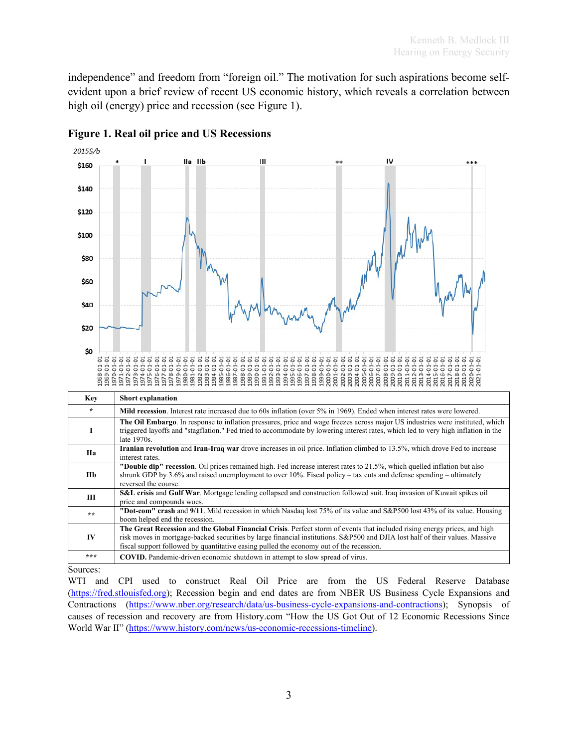independence" and freedom from "foreign oil." The motivation for such aspirations become self-evident upon a brief review of recent US economic history, which reveals a correlation between high oil (energy) price and recession (see Figure 1).

**Figure 1. Real oil price and US Recessions**

| Key | Short explanation |
|---|---|
| * | **Mild recession**. Interest rate increased due to 60s inflation (over 5% in 1969). Ended when interest rates were lowered. |
| I | **The Oil Embargo**. In response to inflation pressures, price and wage freezes across major US industries were instituted, which triggered layoffs and "stagflation." Fed tried to accommodate by lowering interest rates, which led to very high inflation in the late 1970s. |
| IIa | **Iranian revolution** and **Iran-Iraq war** drove increases in oil price. Inflation climbed to 13.5%, which drove Fed to increase interest rates. |
| IIb | **"Double dip" recession**. Oil prices remained high. Fed increase interest rates to 21.5%, which quelled inflation but also shrunk GDP by 3.6% and raised unemployment to over 10%. Fiscal policy – tax cuts and defense spending – ultimately reversed the course. |
| III | **S&L crisis** and **Gulf War**. Mortgage lending collapsed and construction followed suit. Iraq invasion of Kuwait spikes oil price and compounds woes. |
| ** | **"Dot-com" crash** and **9/11**. Mild recession in which Nasdaq lost 75% of its value and S&P500 lost 43% of its value. Housing boom helped end the recession. |
| IV | **The Great Recession** and **the Global Financial Crisis**. Perfect storm of events that included rising energy prices, and high risk moves in mortgage-backed securities by large financial institutions. S&P500 and DJIA lost half of their values. Massive fiscal support followed by quantitative easing pulled the economy out of the recession. |
| *** | **COVID.** Pandemic-driven economic shutdown in attempt to slow spread of virus. |

Sources:
WTI and CPI used to construct Real Oil Price are from the US Federal Reserve Database (https://fred.stlouisfed.org); Recession begin and end dates are from NBER US Business Cycle Expansions and Contractions (https://www.nber.org/research/data/us-business-cycle-expansions-and-contractions); Synopsis of causes of recession and recovery are from History.com "How the US Got Out of 12 Economic Recessions Since World War II" (https://www.history.com/news/us-economic-recessions-timeline).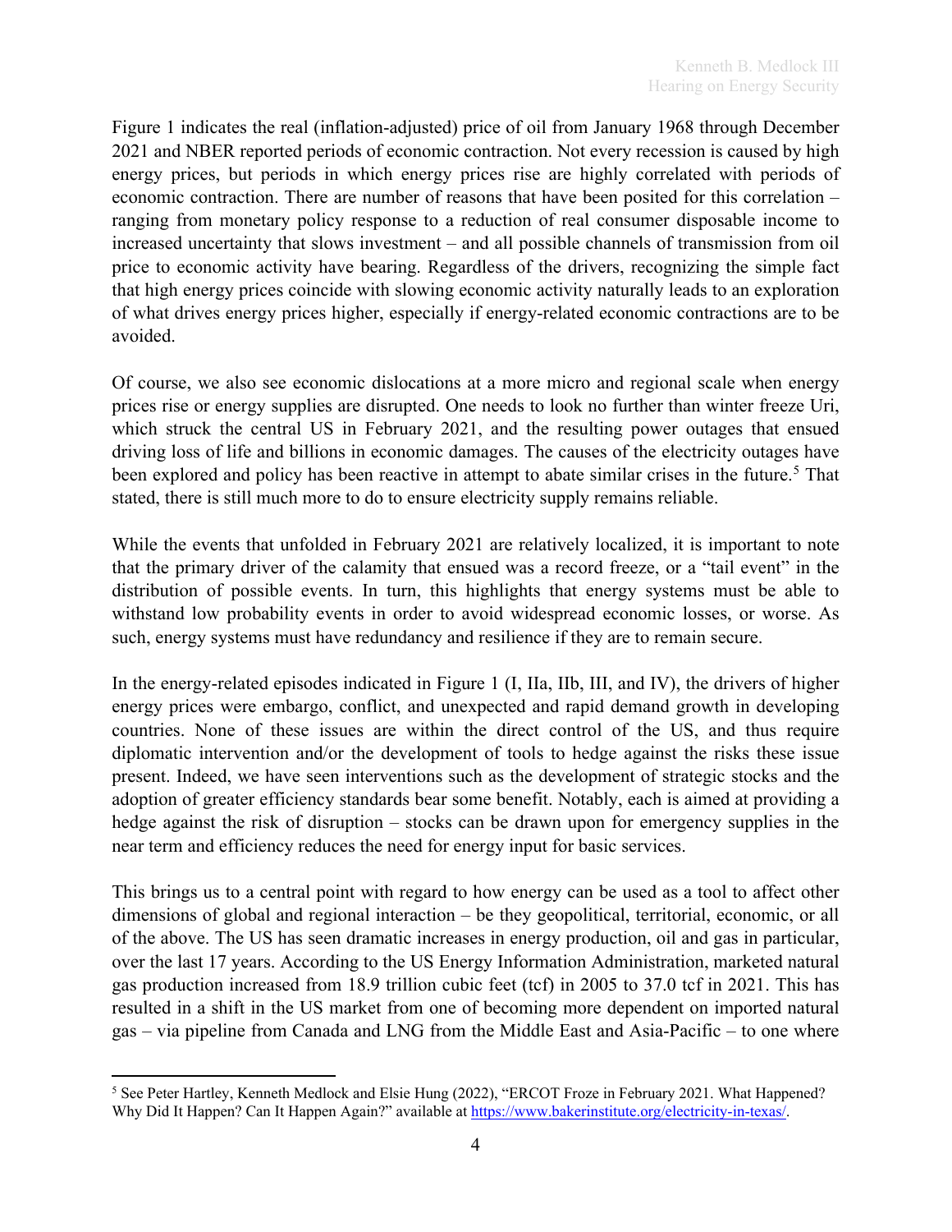Figure 1 indicates the real (inflation-adjusted) price of oil from January 1968 through December 2021 and NBER reported periods of economic contraction. Not every recession is caused by high energy prices, but periods in which energy prices rise are highly correlated with periods of economic contraction. There are number of reasons that have been posited for this correlation – ranging from monetary policy response to a reduction of real consumer disposable income to increased uncertainty that slows investment – and all possible channels of transmission from oil price to economic activity have bearing. Regardless of the drivers, recognizing the simple fact that high energy prices coincide with slowing economic activity naturally leads to an exploration of what drives energy prices higher, especially if energy-related economic contractions are to be avoided.

Of course, we also see economic dislocations at a more micro and regional scale when energy prices rise or energy supplies are disrupted. One needs to look no further than winter freeze Uri, which struck the central US in February 2021, and the resulting power outages that ensued driving loss of life and billions in economic damages. The causes of the electricity outages have been explored and policy has been reactive in attempt to abate similar crises in the future.[5] That stated, there is still much more to do to ensure electricity supply remains reliable.

While the events that unfolded in February 2021 are relatively localized, it is important to note that the primary driver of the calamity that ensued was a record freeze, or a "tail event" in the distribution of possible events. In turn, this highlights that energy systems must be able to withstand low probability events in order to avoid widespread economic losses, or worse. As such, energy systems must have redundancy and resilience if they are to remain secure.

In the energy-related episodes indicated in Figure 1 (I, IIa, IIb, III, and IV), the drivers of higher energy prices were embargo, conflict, and unexpected and rapid demand growth in developing countries. None of these issues are within the direct control of the US, and thus require diplomatic intervention and/or the development of tools to hedge against the risks these issue present. Indeed, we have seen interventions such as the development of strategic stocks and the adoption of greater efficiency standards bear some benefit. Notably, each is aimed at providing a hedge against the risk of disruption – stocks can be drawn upon for emergency supplies in the near term and efficiency reduces the need for energy input for basic services.

This brings us to a central point with regard to how energy can be used as a tool to affect other dimensions of global and regional interaction – be they geopolitical, territorial, economic, or all of the above. The US has seen dramatic increases in energy production, oil and gas in particular, over the last 17 years. According to the US Energy Information Administration, marketed natural gas production increased from 18.9 trillion cubic feet (tcf) in 2005 to 37.0 tcf in 2021. This has resulted in a shift in the US market from one of becoming more dependent on imported natural gas – via pipeline from Canada and LNG from the Middle East and Asia-Pacific – to one where

[5] See Peter Hartley, Kenneth Medlock and Elsie Hung (2022), "ERCOT Froze in February 2021. What Happened? Why Did It Happen? Can It Happen Again?" available at https://www.bakerinstitute.org/electricity-in-texas/.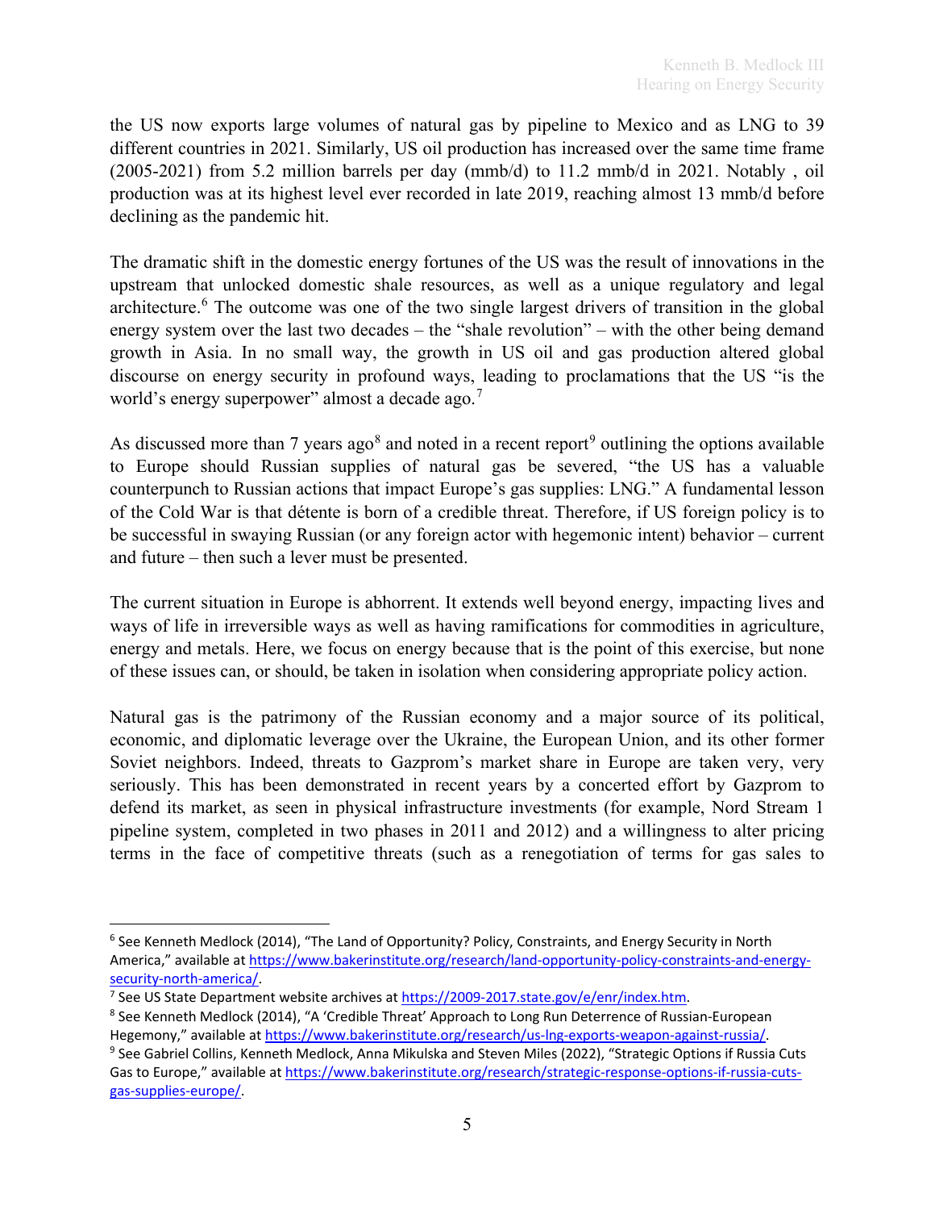the US now exports large volumes of natural gas by pipeline to Mexico and as LNG to 39 different countries in 2021. Similarly, US oil production has increased over the same time frame (2005-2021) from 5.2 million barrels per day (mmb/d) to 11.2 mmb/d in 2021. Notably , oil production was at its highest level ever recorded in late 2019, reaching almost 13 mmb/d before declining as the pandemic hit.

The dramatic shift in the domestic energy fortunes of the US was the result of innovations in the upstream that unlocked domestic shale resources, as well as a unique regulatory and legal architecture.[6] The outcome was one of the two single largest drivers of transition in the global energy system over the last two decades – the "shale revolution" – with the other being demand growth in Asia. In no small way, the growth in US oil and gas production altered global discourse on energy security in profound ways, leading to proclamations that the US "is the world's energy superpower" almost a decade ago.[7]

As discussed more than 7 years ago[8] and noted in a recent report[9] outlining the options available to Europe should Russian supplies of natural gas be severed, "the US has a valuable counterpunch to Russian actions that impact Europe's gas supplies: LNG." A fundamental lesson of the Cold War is that détente is born of a credible threat. Therefore, if US foreign policy is to be successful in swaying Russian (or any foreign actor with hegemonic intent) behavior – current and future – then such a lever must be presented.

The current situation in Europe is abhorrent. It extends well beyond energy, impacting lives and ways of life in irreversible ways as well as having ramifications for commodities in agriculture, energy and metals. Here, we focus on energy because that is the point of this exercise, but none of these issues can, or should, be taken in isolation when considering appropriate policy action.

Natural gas is the patrimony of the Russian economy and a major source of its political, economic, and diplomatic leverage over the Ukraine, the European Union, and its other former Soviet neighbors. Indeed, threats to Gazprom's market share in Europe are taken very, very seriously. This has been demonstrated in recent years by a concerted effort by Gazprom to defend its market, as seen in physical infrastructure investments (for example, Nord Stream 1 pipeline system, completed in two phases in 2011 and 2012) and a willingness to alter pricing terms in the face of competitive threats (such as a renegotiation of terms for gas sales to

---

[6] See Kenneth Medlock (2014), "The Land of Opportunity? Policy, Constraints, and Energy Security in North America," available at https://www.bakerinstitute.org/research/land-opportunity-policy-constraints-and-energy-security-north-america/.

[7] See US State Department website archives at https://2009-2017.state.gov/e/enr/index.htm.

[8] See Kenneth Medlock (2014), "A 'Credible Threat' Approach to Long Run Deterrence of Russian-European Hegemony," available at https://www.bakerinstitute.org/research/us-lng-exports-weapon-against-russia/.

[9] See Gabriel Collins, Kenneth Medlock, Anna Mikulska and Steven Miles (2022), "Strategic Options if Russia Cuts Gas to Europe," available at https://www.bakerinstitute.org/research/strategic-response-options-if-russia-cuts-gas-supplies-europe/.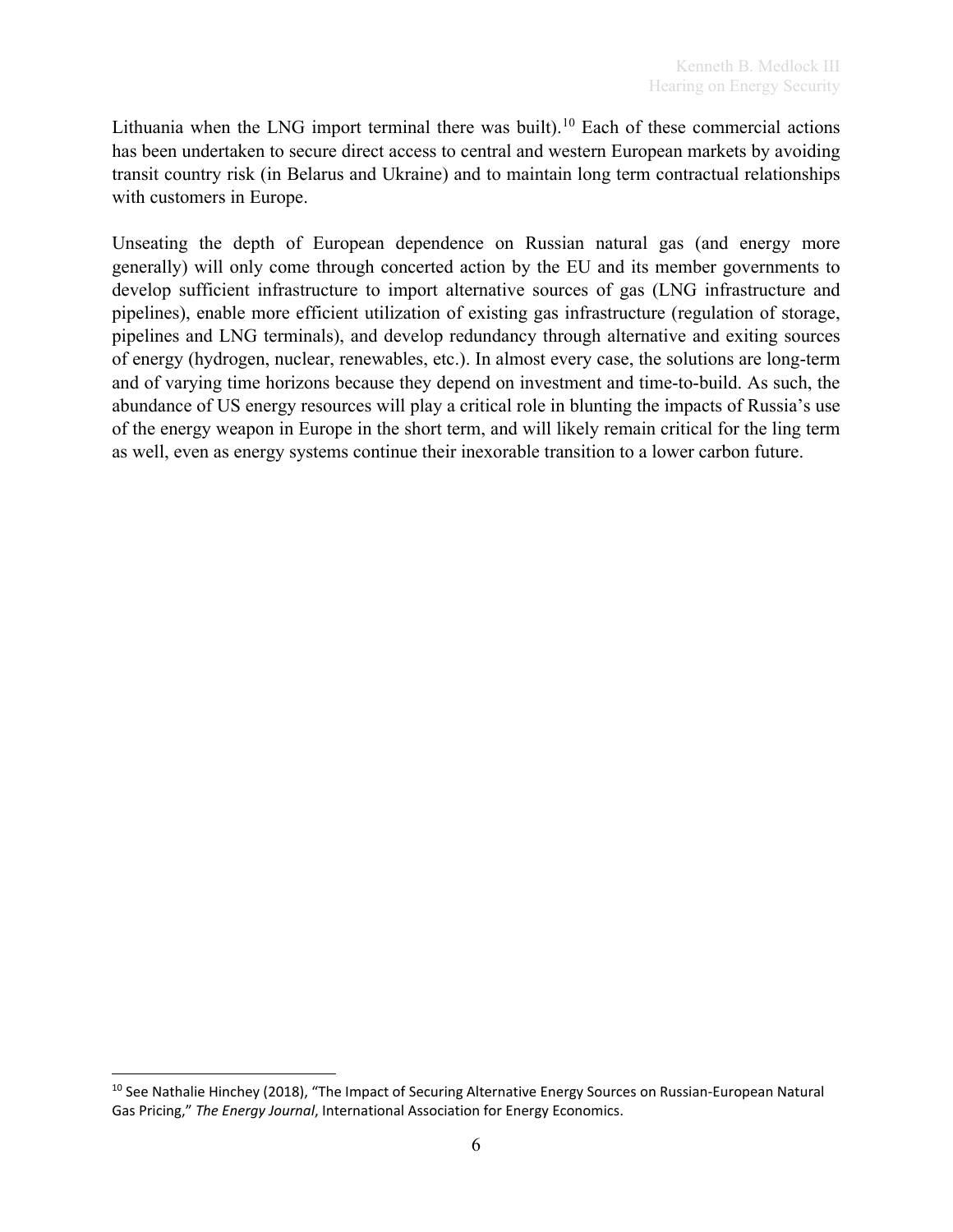Lithuania when the LNG import terminal there was built).[10] Each of these commercial actions has been undertaken to secure direct access to central and western European markets by avoiding transit country risk (in Belarus and Ukraine) and to maintain long term contractual relationships with customers in Europe.

Unseating the depth of European dependence on Russian natural gas (and energy more generally) will only come through concerted action by the EU and its member governments to develop sufficient infrastructure to import alternative sources of gas (LNG infrastructure and pipelines), enable more efficient utilization of existing gas infrastructure (regulation of storage, pipelines and LNG terminals), and develop redundancy through alternative and exiting sources of energy (hydrogen, nuclear, renewables, etc.). In almost every case, the solutions are long-term and of varying time horizons because they depend on investment and time-to-build. As such, the abundance of US energy resources will play a critical role in blunting the impacts of Russia's use of the energy weapon in Europe in the short term, and will likely remain critical for the ling term as well, even as energy systems continue their inexorable transition to a lower carbon future.

[10] See Nathalie Hinchey (2018), "The Impact of Securing Alternative Energy Sources on Russian-European Natural Gas Pricing," *The Energy Journal*, International Association for Energy Economics.